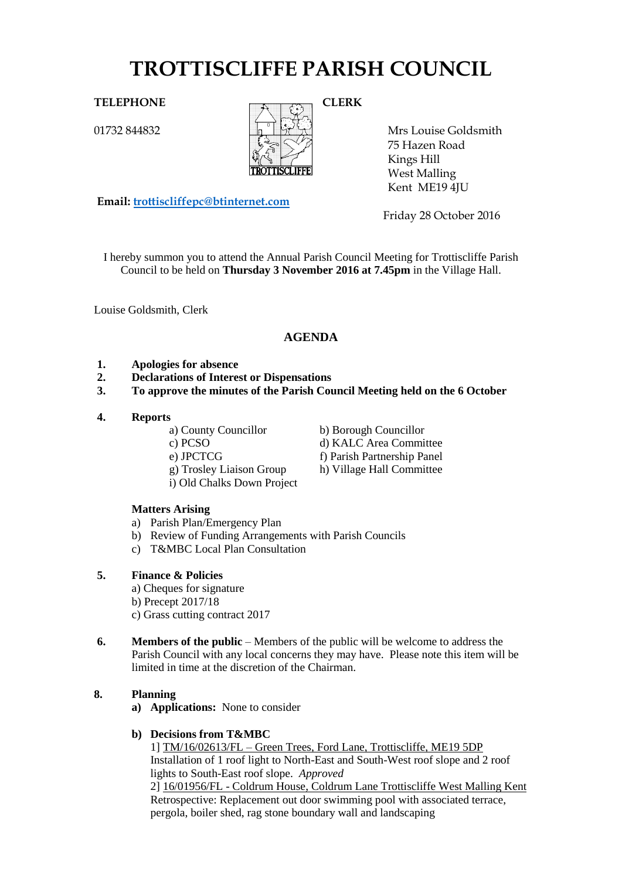# TROTTISCLIFFE PARISH COUNCIL

**TELEPHONE**

01732 844832

**CLERK**

Mrs Louise Goldsmith
75 Hazen Road
Kings Hill
West Malling
Kent ME19 4JU

**Email:** trottiscliffepc@btinternet.com

Friday 28 October 2016

I hereby summon you to attend the Annual Parish Council Meeting for Trottiscliffe Parish Council to be held on **Thursday 3 November 2016 at 7.45pm** in the Village Hall.

Louise Goldsmith, Clerk

## AGENDA

1. **Apologies for absence**
2. **Declarations of Interest or Dispensations**
3. **To approve the minutes of the Parish Council Meeting held on the 6 October**

4. **Reports**

   a) County Councillor
   b) Borough Councillor
   c) PCSO
   d) KALC Area Committee
   e) JPCTCG
   f) Parish Partnership Panel
   g) Trosley Liaison Group
   h) Village Hall Committee
   i) Old Chalks Down Project

   **Matters Arising**

   a) Parish Plan/Emergency Plan
   b) Review of Funding Arrangements with Parish Councils
   c) T&MBC Local Plan Consultation

5. **Finance & Policies**

   a) Cheques for signature
   b) Precept 2017/18
   c) Grass cutting contract 2017

6. **Members of the public** – Members of the public will be welcome to address the Parish Council with any local concerns they may have. Please note this item will be limited in time at the discretion of the Chairman.

8. **Planning**

   a) **Applications:** None to consider

   b) **Decisions from T&MBC**

   1] TM/16/02613/FL – Green Trees, Ford Lane, Trottiscliffe, ME19 5DP
   Installation of 1 roof light to North-East and South-West roof slope and 2 roof lights to South-East roof slope. *Approved*

   2] 16/01956/FL - Coldrum House, Coldrum Lane Trottiscliffe West Malling Kent
   Retrospective: Replacement out door swimming pool with associated terrace, pergola, boiler shed, rag stone boundary wall and landscaping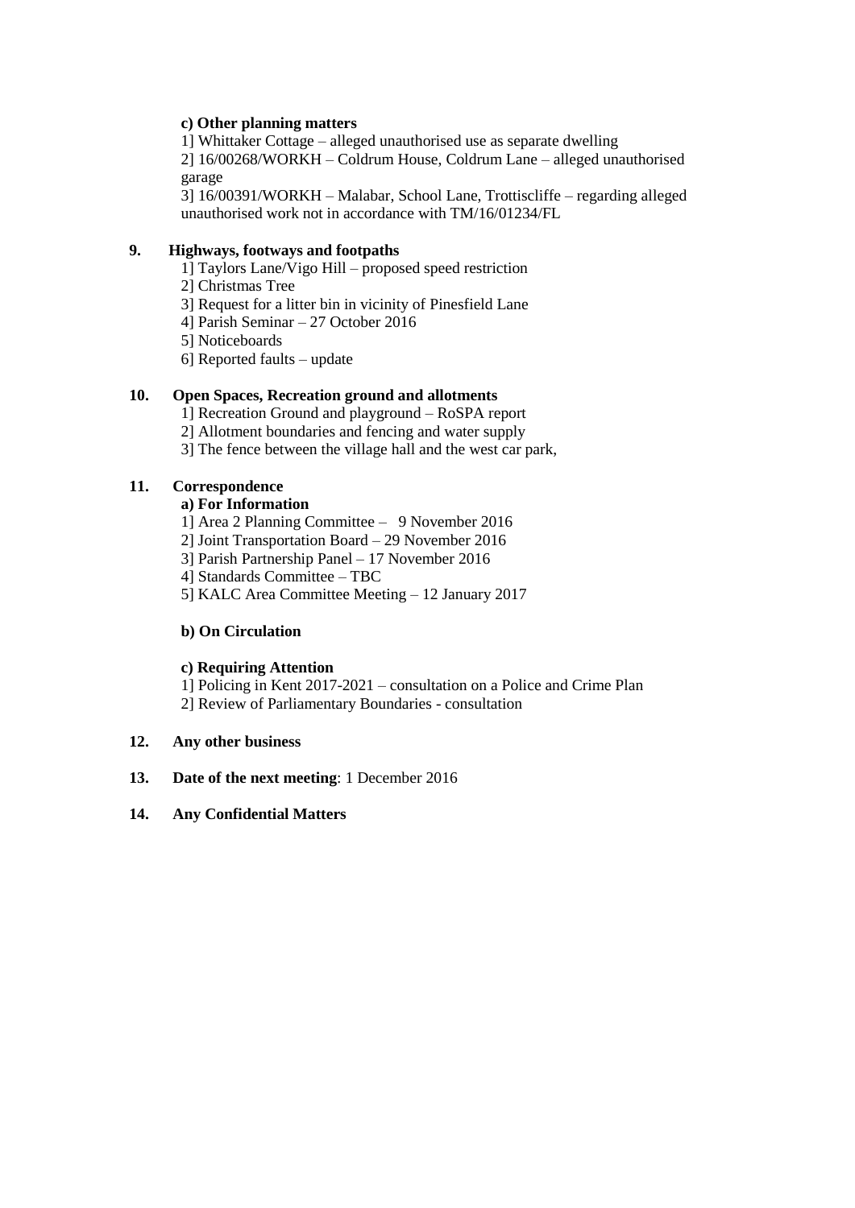**c) Other planning matters**

1] Whittaker Cottage – alleged unauthorised use as separate dwelling

2] 16/00268/WORKH – Coldrum House, Coldrum Lane – alleged unauthorised garage

3] 16/00391/WORKH – Malabar, School Lane, Trottiscliffe – regarding alleged unauthorised work not in accordance with TM/16/01234/FL

**9. Highways, footways and footpaths**

1] Taylors Lane/Vigo Hill – proposed speed restriction

2] Christmas Tree

3] Request for a litter bin in vicinity of Pinesfield Lane

4] Parish Seminar – 27 October 2016

5] Noticeboards

6] Reported faults – update

**10. Open Spaces, Recreation ground and allotments**

1] Recreation Ground and playground – RoSPA report

2] Allotment boundaries and fencing and water supply

3] The fence between the village hall and the west car park,

**11. Correspondence**

**a) For Information**

1] Area 2 Planning Committee – 9 November 2016

2] Joint Transportation Board – 29 November 2016

3] Parish Partnership Panel – 17 November 2016

4] Standards Committee – TBC

5] KALC Area Committee Meeting – 12 January 2017

**b) On Circulation**

**c) Requiring Attention**

1] Policing in Kent 2017-2021 – consultation on a Police and Crime Plan

2] Review of Parliamentary Boundaries - consultation

**12. Any other business**

**13. Date of the next meeting**: 1 December 2016

**14. Any Confidential Matters**